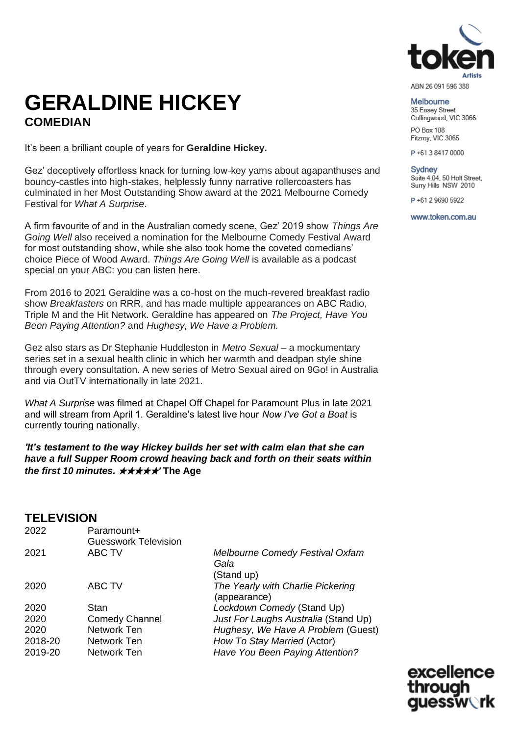# GERALDINE HICKEY

## COMEDIAN

ABN 26 091 596 388

**Melbourne**
35 Easey Street
Collingwood, VIC 3066

PO Box 108
Fitzroy, VIC 3065

P +61 3 8417 0000

**Sydney**
Suite 4.04, 50 Holt Street,
Surry Hills NSW 2010

P +61 2 9690 5922

www.token.com.au

It's been a brilliant couple of years for **Geraldine Hickey.**

Gez' deceptively effortless knack for turning low-key yarns about agapanthuses and bouncy-castles into high-stakes, helplessly funny narrative rollercoasters has culminated in her Most Outstanding Show award at the 2021 Melbourne Comedy Festival for *What A Surprise*.

A firm favourite of and in the Australian comedy scene, Gez' 2019 show *Things Are Going Well* also received a nomination for the Melbourne Comedy Festival Award for most outstanding show, while she also took home the coveted comedians' choice Piece of Wood Award. *Things Are Going Well* is available as a podcast special on your ABC: you can listen here.

From 2016 to 2021 Geraldine was a co-host on the much-revered breakfast radio show *Breakfasters* on RRR, and has made multiple appearances on ABC Radio, Triple M and the Hit Network. Geraldine has appeared on *The Project, Have You Been Paying Attention?* and *Hughesy, We Have a Problem.*

Gez also stars as Dr Stephanie Huddleston in *Metro Sexual* – a mockumentary series set in a sexual health clinic in which her warmth and deadpan style shine through every consultation. A new series of Metro Sexual aired on 9Go! in Australia and via OutTV internationally in late 2021.

*What A Surprise* was filmed at Chapel Off Chapel for Paramount Plus in late 2021 and will stream from April 1. Geraldine's latest live hour *Now I've Got a Boat* is currently touring nationally.

***'It's testament to the way Hickey builds her set with calm elan that she can have a full Supper Room crowd heaving back and forth on their seats within the first 10 minutes. ★★★★★' The Age***

## TELEVISION

| | | |
|---|---|---|
| 2022 | Paramount+ Guesswork Television | |
| 2021 | ABC TV | *Melbourne Comedy Festival Oxfam Gala* (Stand up) |
| 2020 | ABC TV | *The Yearly with Charlie Pickering* (appearance) |
| 2020 | Stan | *Lockdown Comedy* (Stand Up) |
| 2020 | Comedy Channel | *Just For Laughs Australia* (Stand Up) |
| 2020 | Network Ten | *Hughesy, We Have A Problem* (Guest) |
| 2018-20 | Network Ten | *How To Stay Married* (Actor) |
| 2019-20 | Network Ten | *Have You Been Paying Attention?* |

excellence through guesswork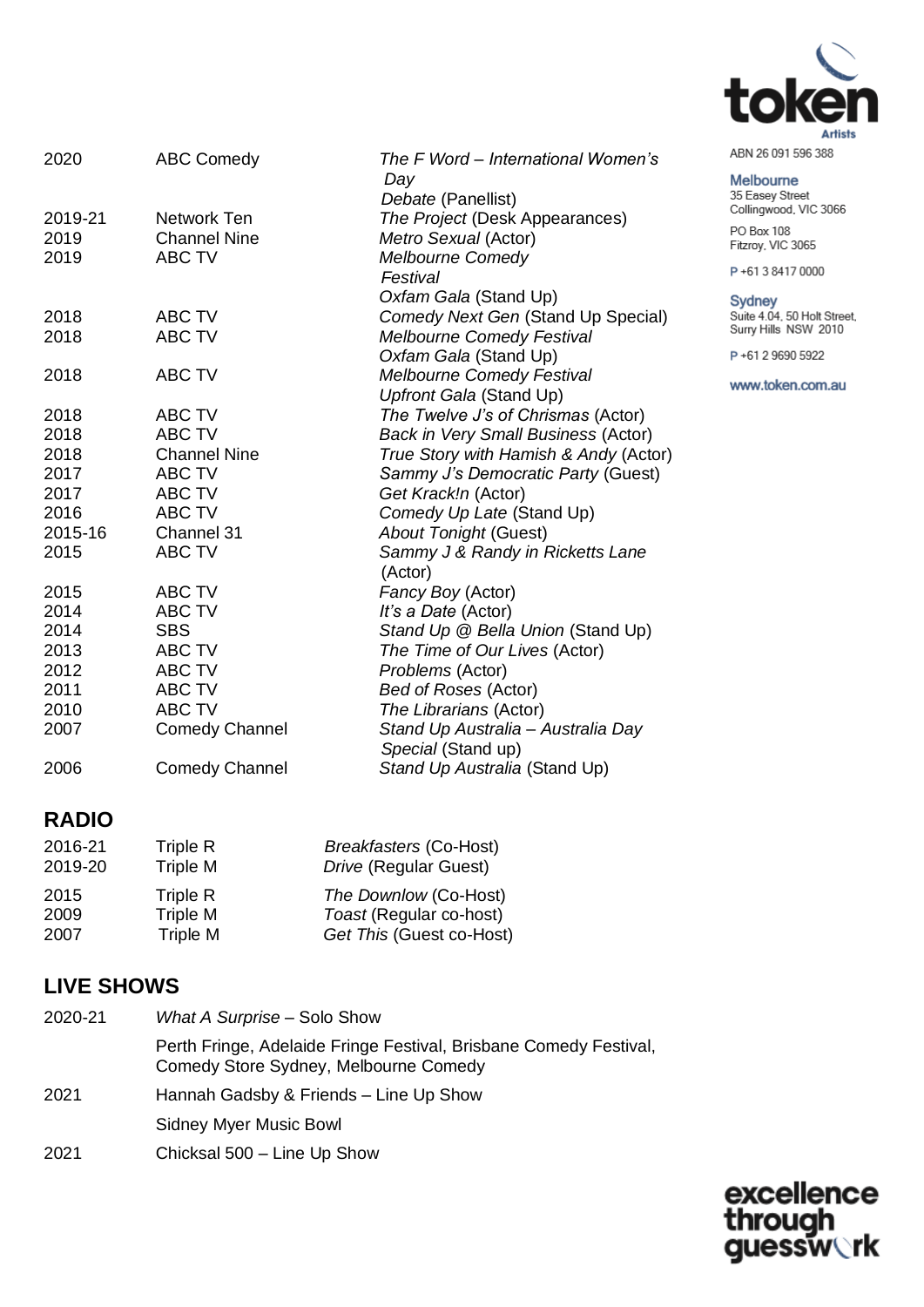| | | |
|---|---|---|
| 2020 | ABC Comedy | *The F Word – International Women's Day Debate* (Panellist) |
| 2019-21 | Network Ten | *The Project* (Desk Appearances) |
| 2019 | Channel Nine | *Metro Sexual* (Actor) |
| 2019 | ABC TV | *Melbourne Comedy Festival Oxfam Gala* (Stand Up) |
| 2018 | ABC TV | *Comedy Next Gen* (Stand Up Special) |
| 2018 | ABC TV | *Melbourne Comedy Festival Oxfam Gala* (Stand Up) |
| 2018 | ABC TV | *Melbourne Comedy Festival Upfront Gala* (Stand Up) |
| 2018 | ABC TV | *The Twelve J's of Chrismas* (Actor) |
| 2018 | ABC TV | *Back in Very Small Business* (Actor) |
| 2018 | Channel Nine | *True Story with Hamish & Andy* (Actor) |
| 2017 | ABC TV | *Sammy J's Democratic Party* (Guest) |
| 2017 | ABC TV | *Get Krack!n* (Actor) |
| 2016 | ABC TV | *Comedy Up Late* (Stand Up) |
| 2015-16 | Channel 31 | *About Tonight* (Guest) |
| 2015 | ABC TV | *Sammy J & Randy in Ricketts Lane* (Actor) |
| 2015 | ABC TV | *Fancy Boy* (Actor) |
| 2014 | ABC TV | *It's a Date* (Actor) |
| 2014 | SBS | *Stand Up @ Bella Union* (Stand Up) |
| 2013 | ABC TV | *The Time of Our Lives* (Actor) |
| 2012 | ABC TV | *Problems* (Actor) |
| 2011 | ABC TV | *Bed of Roses* (Actor) |
| 2010 | ABC TV | *The Librarians* (Actor) |
| 2007 | Comedy Channel | *Stand Up Australia – Australia Day Special* (Stand up) |
| 2006 | Comedy Channel | *Stand Up Australia* (Stand Up) |

## RADIO

| | | |
|---|---|---|
| 2016-21 | Triple R | *Breakfasters* (Co-Host) |
| 2019-20 | Triple M | *Drive* (Regular Guest) |
| 2015 | Triple R | *The Downlow* (Co-Host) |
| 2009 | Triple M | *Toast* (Regular co-host) |
| 2007 | Triple M | *Get This* (Guest co-Host) |

## LIVE SHOWS

| | |
|---|---|
| 2020-21 | *What A Surprise* – Solo Show |
| | Perth Fringe, Adelaide Fringe Festival, Brisbane Comedy Festival, Comedy Store Sydney, Melbourne Comedy |
| 2021 | Hannah Gadsby & Friends – Line Up Show |
| | Sidney Myer Music Bowl |
| 2021 | Chicksal 500 – Line Up Show |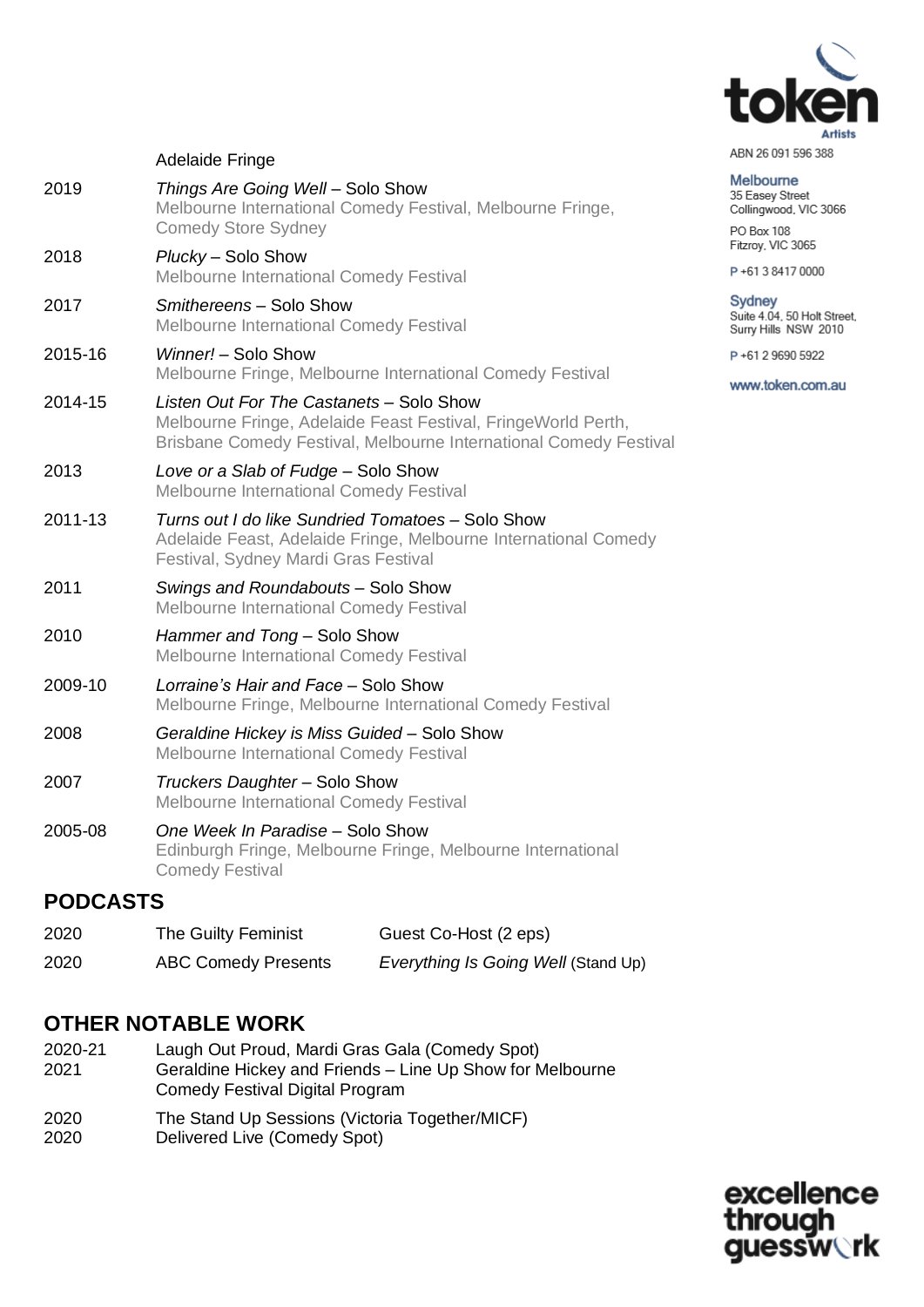Adelaide Fringe

| | |
|---|---|
| 2019 | *Things Are Going Well* – Solo Show<br>Melbourne International Comedy Festival, Melbourne Fringe, Comedy Store Sydney |
| 2018 | *Plucky* – Solo Show<br>Melbourne International Comedy Festival |
| 2017 | *Smithereens* – Solo Show<br>Melbourne International Comedy Festival |
| 2015-16 | *Winner!* – Solo Show<br>Melbourne Fringe, Melbourne International Comedy Festival |
| 2014-15 | *Listen Out For The Castanets* – Solo Show<br>Melbourne Fringe, Adelaide Feast Festival, FringeWorld Perth, Brisbane Comedy Festival, Melbourne International Comedy Festival |
| 2013 | *Love or a Slab of Fudge* – Solo Show<br>Melbourne International Comedy Festival |
| 2011-13 | *Turns out I do like Sundried Tomatoes* – Solo Show<br>Adelaide Feast, Adelaide Fringe, Melbourne International Comedy Festival, Sydney Mardi Gras Festival |
| 2011 | *Swings and Roundabouts* – Solo Show<br>Melbourne International Comedy Festival |
| 2010 | *Hammer and Tong* – Solo Show<br>Melbourne International Comedy Festival |
| 2009-10 | *Lorraine's Hair and Face* – Solo Show<br>Melbourne Fringe, Melbourne International Comedy Festival |
| 2008 | *Geraldine Hickey is Miss Guided* – Solo Show<br>Melbourne International Comedy Festival |
| 2007 | *Truckers Daughter* – Solo Show<br>Melbourne International Comedy Festival |
| 2005-08 | *One Week In Paradise* – Solo Show<br>Edinburgh Fringe, Melbourne Fringe, Melbourne International Comedy Festival |

## PODCASTS

| | | |
|---|---|---|
| 2020 | The Guilty Feminist | Guest Co-Host (2 eps) |
| 2020 | ABC Comedy Presents | *Everything Is Going Well* (Stand Up) |

## OTHER NOTABLE WORK

| | |
|---|---|
| 2020-21 | Laugh Out Proud, Mardi Gras Gala (Comedy Spot) |
| 2021 | Geraldine Hickey and Friends – Line Up Show for Melbourne Comedy Festival Digital Program |
| 2020 | The Stand Up Sessions (Victoria Together/MICF) |
| 2020 | Delivered Live (Comedy Spot) |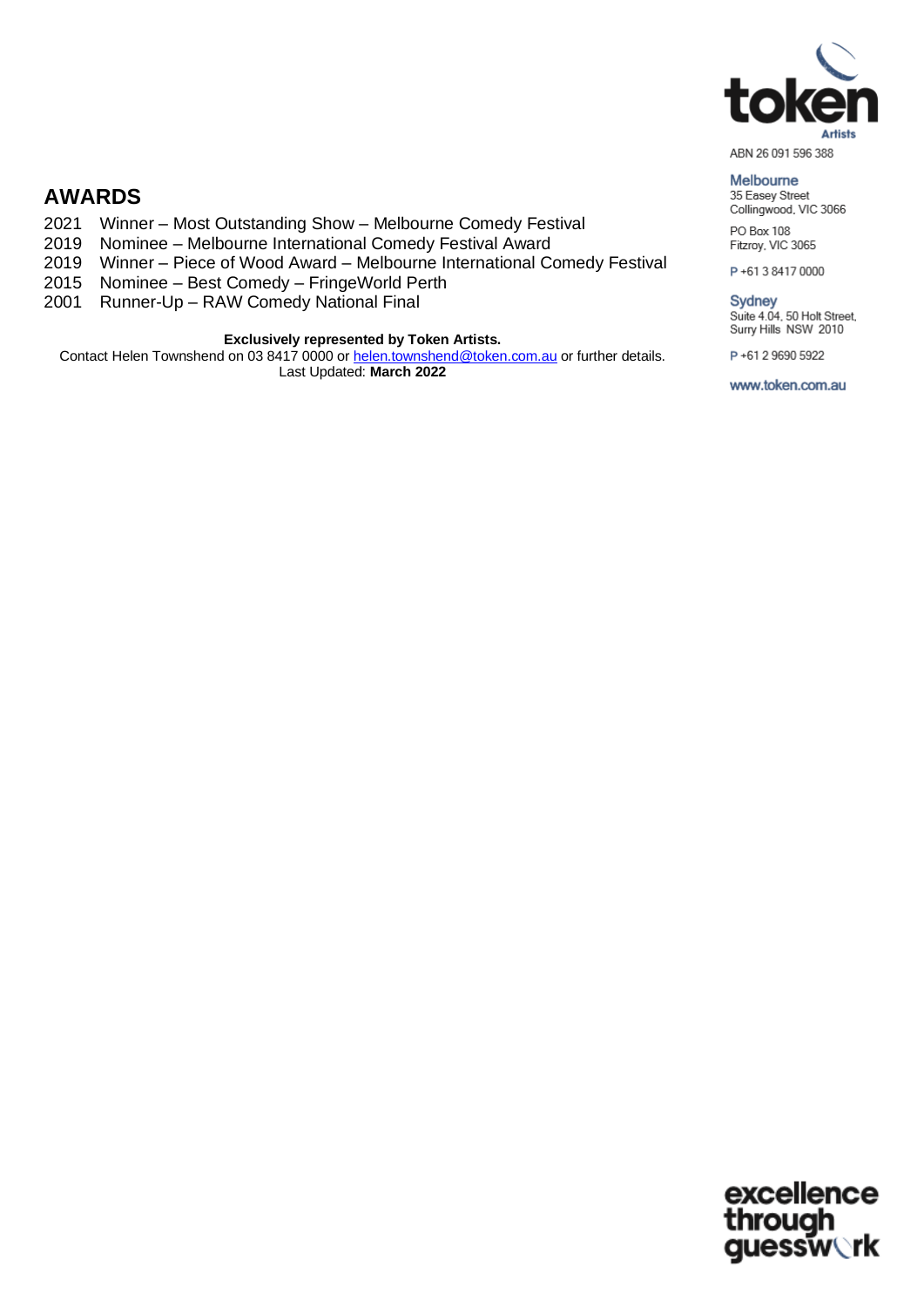## AWARDS

2021 Winner – Most Outstanding Show – Melbourne Comedy Festival
2019 Nominee – Melbourne International Comedy Festival Award
2019 Winner – Piece of Wood Award – Melbourne International Comedy Festival
2015 Nominee – Best Comedy – FringeWorld Perth
2001 Runner-Up – RAW Comedy National Final

**Exclusively represented by Token Artists.**
Contact Helen Townshend on 03 8417 0000 or helen.townshend@token.com.au or further details.
Last Updated: **March 2022**

token Artists
ABN 26 091 596 388

Melbourne
35 Easey Street
Collingwood, VIC 3066

PO Box 108
Fitzroy, VIC 3065

P +61 3 8417 0000

Sydney
Suite 4.04, 50 Holt Street,
Surry Hills NSW 2010

P +61 2 9690 5922

www.token.com.au

excellence through guesswork